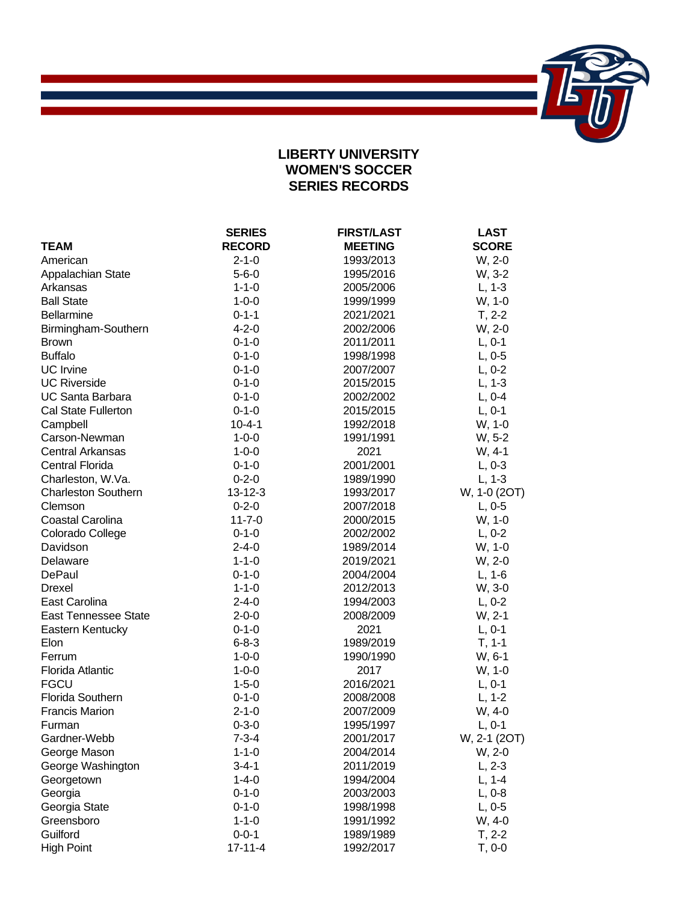# LIBERTY UNIVERSITY
# WOMEN'S SOCCER
# SERIES RECORDS

| TEAM | SERIES RECORD | FIRST/LAST MEETING | LAST SCORE |
| --- | --- | --- | --- |
| American | 2-1-0 | 1993/2013 | W, 2-0 |
| Appalachian State | 5-6-0 | 1995/2016 | W, 3-2 |
| Arkansas | 1-1-0 | 2005/2006 | L, 1-3 |
| Ball State | 1-0-0 | 1999/1999 | W, 1-0 |
| Bellarmine | 0-1-1 | 2021/2021 | T, 2-2 |
| Birmingham-Southern | 4-2-0 | 2002/2006 | W, 2-0 |
| Brown | 0-1-0 | 2011/2011 | L, 0-1 |
| Buffalo | 0-1-0 | 1998/1998 | L, 0-5 |
| UC Irvine | 0-1-0 | 2007/2007 | L, 0-2 |
| UC Riverside | 0-1-0 | 2015/2015 | L, 1-3 |
| UC Santa Barbara | 0-1-0 | 2002/2002 | L, 0-4 |
| Cal State Fullerton | 0-1-0 | 2015/2015 | L, 0-1 |
| Campbell | 10-4-1 | 1992/2018 | W, 1-0 |
| Carson-Newman | 1-0-0 | 1991/1991 | W, 5-2 |
| Central Arkansas | 1-0-0 | 2021 | W, 4-1 |
| Central Florida | 0-1-0 | 2001/2001 | L, 0-3 |
| Charleston, W.Va. | 0-2-0 | 1989/1990 | L, 1-3 |
| Charleston Southern | 13-12-3 | 1993/2017 | W, 1-0 (2OT) |
| Clemson | 0-2-0 | 2007/2018 | L, 0-5 |
| Coastal Carolina | 11-7-0 | 2000/2015 | W, 1-0 |
| Colorado College | 0-1-0 | 2002/2002 | L, 0-2 |
| Davidson | 2-4-0 | 1989/2014 | W, 1-0 |
| Delaware | 1-1-0 | 2019/2021 | W, 2-0 |
| DePaul | 0-1-0 | 2004/2004 | L, 1-6 |
| Drexel | 1-1-0 | 2012/2013 | W, 3-0 |
| East Carolina | 2-4-0 | 1994/2003 | L, 0-2 |
| East Tennessee State | 2-0-0 | 2008/2009 | W, 2-1 |
| Eastern Kentucky | 0-1-0 | 2021 | L, 0-1 |
| Elon | 6-8-3 | 1989/2019 | T, 1-1 |
| Ferrum | 1-0-0 | 1990/1990 | W, 6-1 |
| Florida Atlantic | 1-0-0 | 2017 | W, 1-0 |
| FGCU | 1-5-0 | 2016/2021 | L, 0-1 |
| Florida Southern | 0-1-0 | 2008/2008 | L, 1-2 |
| Francis Marion | 2-1-0 | 2007/2009 | W, 4-0 |
| Furman | 0-3-0 | 1995/1997 | L, 0-1 |
| Gardner-Webb | 7-3-4 | 2001/2017 | W, 2-1 (2OT) |
| George Mason | 1-1-0 | 2004/2014 | W, 2-0 |
| George Washington | 3-4-1 | 2011/2019 | L, 2-3 |
| Georgetown | 1-4-0 | 1994/2004 | L, 1-4 |
| Georgia | 0-1-0 | 2003/2003 | L, 0-8 |
| Georgia State | 0-1-0 | 1998/1998 | L, 0-5 |
| Greensboro | 1-1-0 | 1991/1992 | W, 4-0 |
| Guilford | 0-0-1 | 1989/1989 | T, 2-2 |
| High Point | 17-11-4 | 1992/2017 | T, 0-0 |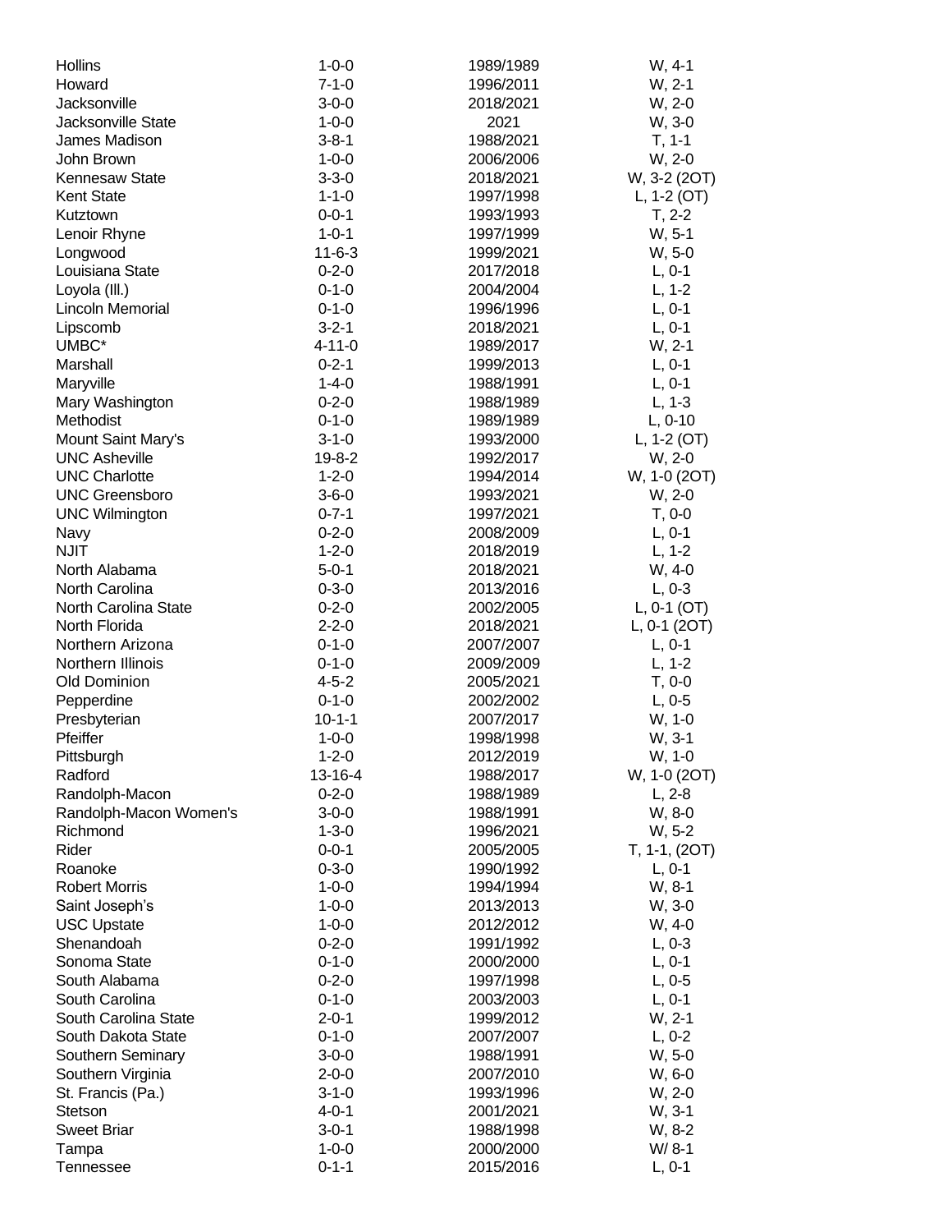| | | | |
|---|---|---|---|
| Hollins | 1-0-0 | 1989/1989 | W, 4-1 |
| Howard | 7-1-0 | 1996/2011 | W, 2-1 |
| Jacksonville | 3-0-0 | 2018/2021 | W, 2-0 |
| Jacksonville State | 1-0-0 | 2021 | W, 3-0 |
| James Madison | 3-8-1 | 1988/2021 | T, 1-1 |
| John Brown | 1-0-0 | 2006/2006 | W, 2-0 |
| Kennesaw State | 3-3-0 | 2018/2021 | W, 3-2 (2OT) |
| Kent State | 1-1-0 | 1997/1998 | L, 1-2 (OT) |
| Kutztown | 0-0-1 | 1993/1993 | T, 2-2 |
| Lenoir Rhyne | 1-0-1 | 1997/1999 | W, 5-1 |
| Longwood | 11-6-3 | 1999/2021 | W, 5-0 |
| Louisiana State | 0-2-0 | 2017/2018 | L, 0-1 |
| Loyola (Ill.) | 0-1-0 | 2004/2004 | L, 1-2 |
| Lincoln Memorial | 0-1-0 | 1996/1996 | L, 0-1 |
| Lipscomb | 3-2-1 | 2018/2021 | L, 0-1 |
| UMBC* | 4-11-0 | 1989/2017 | W, 2-1 |
| Marshall | 0-2-1 | 1999/2013 | L, 0-1 |
| Maryville | 1-4-0 | 1988/1991 | L, 0-1 |
| Mary Washington | 0-2-0 | 1988/1989 | L, 1-3 |
| Methodist | 0-1-0 | 1989/1989 | L, 0-10 |
| Mount Saint Mary's | 3-1-0 | 1993/2000 | L, 1-2 (OT) |
| UNC Asheville | 19-8-2 | 1992/2017 | W, 2-0 |
| UNC Charlotte | 1-2-0 | 1994/2014 | W, 1-0 (2OT) |
| UNC Greensboro | 3-6-0 | 1993/2021 | W, 2-0 |
| UNC Wilmington | 0-7-1 | 1997/2021 | T, 0-0 |
| Navy | 0-2-0 | 2008/2009 | L, 0-1 |
| NJIT | 1-2-0 | 2018/2019 | L, 1-2 |
| North Alabama | 5-0-1 | 2018/2021 | W, 4-0 |
| North Carolina | 0-3-0 | 2013/2016 | L, 0-3 |
| North Carolina State | 0-2-0 | 2002/2005 | L, 0-1 (OT) |
| North Florida | 2-2-0 | 2018/2021 | L, 0-1 (2OT) |
| Northern Arizona | 0-1-0 | 2007/2007 | L, 0-1 |
| Northern Illinois | 0-1-0 | 2009/2009 | L, 1-2 |
| Old Dominion | 4-5-2 | 2005/2021 | T, 0-0 |
| Pepperdine | 0-1-0 | 2002/2002 | L, 0-5 |
| Presbyterian | 10-1-1 | 2007/2017 | W, 1-0 |
| Pfeiffer | 1-0-0 | 1998/1998 | W, 3-1 |
| Pittsburgh | 1-2-0 | 2012/2019 | W, 1-0 |
| Radford | 13-16-4 | 1988/2017 | W, 1-0 (2OT) |
| Randolph-Macon | 0-2-0 | 1988/1989 | L, 2-8 |
| Randolph-Macon Women's | 3-0-0 | 1988/1991 | W, 8-0 |
| Richmond | 1-3-0 | 1996/2021 | W, 5-2 |
| Rider | 0-0-1 | 2005/2005 | T, 1-1, (2OT) |
| Roanoke | 0-3-0 | 1990/1992 | L, 0-1 |
| Robert Morris | 1-0-0 | 1994/1994 | W, 8-1 |
| Saint Joseph's | 1-0-0 | 2013/2013 | W, 3-0 |
| USC Upstate | 1-0-0 | 2012/2012 | W, 4-0 |
| Shenandoah | 0-2-0 | 1991/1992 | L, 0-3 |
| Sonoma State | 0-1-0 | 2000/2000 | L, 0-1 |
| South Alabama | 0-2-0 | 1997/1998 | L, 0-5 |
| South Carolina | 0-1-0 | 2003/2003 | L, 0-1 |
| South Carolina State | 2-0-1 | 1999/2012 | W, 2-1 |
| South Dakota State | 0-1-0 | 2007/2007 | L, 0-2 |
| Southern Seminary | 3-0-0 | 1988/1991 | W, 5-0 |
| Southern Virginia | 2-0-0 | 2007/2010 | W, 6-0 |
| St. Francis (Pa.) | 3-1-0 | 1993/1996 | W, 2-0 |
| Stetson | 4-0-1 | 2001/2021 | W, 3-1 |
| Sweet Briar | 3-0-1 | 1988/1998 | W, 8-2 |
| Tampa | 1-0-0 | 2000/2000 | W/ 8-1 |
| Tennessee | 0-1-1 | 2015/2016 | L, 0-1 |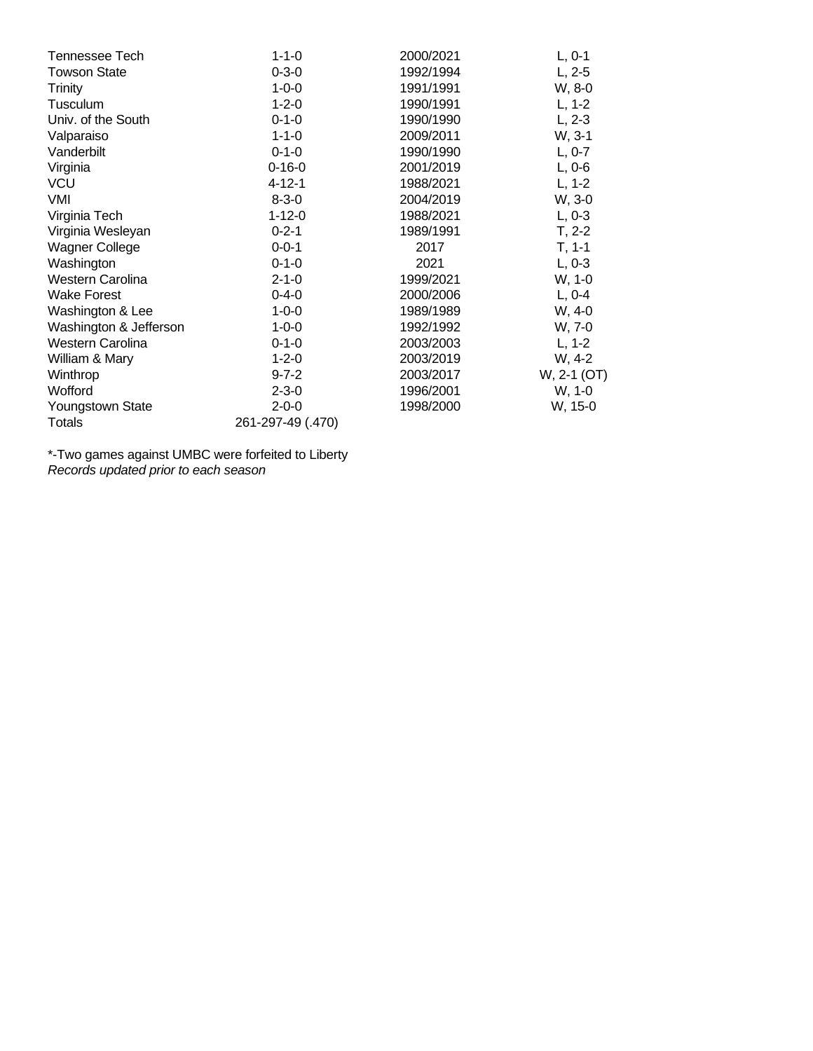| | | | |
|---|---|---|---|
| Tennessee Tech | 1-1-0 | 2000/2021 | L, 0-1 |
| Towson State | 0-3-0 | 1992/1994 | L, 2-5 |
| Trinity | 1-0-0 | 1991/1991 | W, 8-0 |
| Tusculum | 1-2-0 | 1990/1991 | L, 1-2 |
| Univ. of the South | 0-1-0 | 1990/1990 | L, 2-3 |
| Valparaiso | 1-1-0 | 2009/2011 | W, 3-1 |
| Vanderbilt | 0-1-0 | 1990/1990 | L, 0-7 |
| Virginia | 0-16-0 | 2001/2019 | L, 0-6 |
| VCU | 4-12-1 | 1988/2021 | L, 1-2 |
| VMI | 8-3-0 | 2004/2019 | W, 3-0 |
| Virginia Tech | 1-12-0 | 1988/2021 | L, 0-3 |
| Virginia Wesleyan | 0-2-1 | 1989/1991 | T, 2-2 |
| Wagner College | 0-0-1 | 2017 | T, 1-1 |
| Washington | 0-1-0 | 2021 | L, 0-3 |
| Western Carolina | 2-1-0 | 1999/2021 | W, 1-0 |
| Wake Forest | 0-4-0 | 2000/2006 | L, 0-4 |
| Washington & Lee | 1-0-0 | 1989/1989 | W, 4-0 |
| Washington & Jefferson | 1-0-0 | 1992/1992 | W, 7-0 |
| Western Carolina | 0-1-0 | 2003/2003 | L, 1-2 |
| William & Mary | 1-2-0 | 2003/2019 | W, 4-2 |
| Winthrop | 9-7-2 | 2003/2017 | W, 2-1 (OT) |
| Wofford | 2-3-0 | 1996/2001 | W, 1-0 |
| Youngstown State | 2-0-0 | 1998/2000 | W, 15-0 |
| Totals | 261-297-49 (.470) | | |

*-Two games against UMBC were forfeited to Liberty

*Records updated prior to each season*